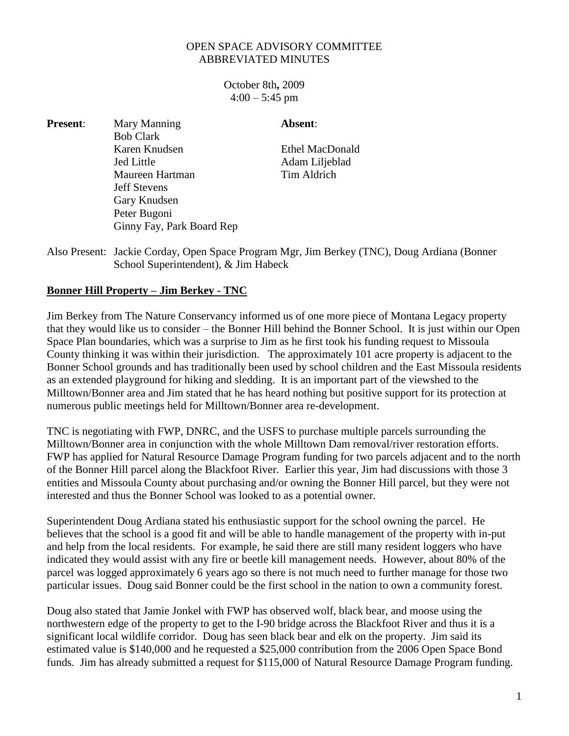# OPEN SPACE ADVISORY COMMITTEE
## ABBREVIATED MINUTES

October 8th**,** 2009
4:00 – 5:45 pm

| **Present**: | | **Absent**: |
|---|---|---|
| | Mary Manning | |
| | Bob Clark | |
| | Karen Knudsen | Ethel MacDonald |
| | Jed Little | Adam Liljeblad |
| | Maureen Hartman | Tim Aldrich |
| | Jeff Stevens | |
| | Gary Knudsen | |
| | Peter Bugoni | |
| | Ginny Fay, Park Board Rep | |

Also Present: Jackie Corday, Open Space Program Mgr, Jim Berkey (TNC), Doug Ardiana (Bonner School Superintendent), & Jim Habeck

**Bonner Hill Property – Jim Berkey - TNC**

Jim Berkey from The Nature Conservancy informed us of one more piece of Montana Legacy property that they would like us to consider – the Bonner Hill behind the Bonner School. It is just within our Open Space Plan boundaries, which was a surprise to Jim as he first took his funding request to Missoula County thinking it was within their jurisdiction. The approximately 101 acre property is adjacent to the Bonner School grounds and has traditionally been used by school children and the East Missoula residents as an extended playground for hiking and sledding. It is an important part of the viewshed to the Milltown/Bonner area and Jim stated that he has heard nothing but positive support for its protection at numerous public meetings held for Milltown/Bonner area re-development.

TNC is negotiating with FWP, DNRC, and the USFS to purchase multiple parcels surrounding the Milltown/Bonner area in conjunction with the whole Milltown Dam removal/river restoration efforts. FWP has applied for Natural Resource Damage Program funding for two parcels adjacent and to the north of the Bonner Hill parcel along the Blackfoot River. Earlier this year, Jim had discussions with those 3 entities and Missoula County about purchasing and/or owning the Bonner Hill parcel, but they were not interested and thus the Bonner School was looked to as a potential owner.

Superintendent Doug Ardiana stated his enthusiastic support for the school owning the parcel. He believes that the school is a good fit and will be able to handle management of the property with in-put and help from the local residents. For example, he said there are still many resident loggers who have indicated they would assist with any fire or beetle kill management needs. However, about 80% of the parcel was logged approximately 6 years ago so there is not much need to further manage for those two particular issues. Doug said Bonner could be the first school in the nation to own a community forest.

Doug also stated that Jamie Jonkel with FWP has observed wolf, black bear, and moose using the northwestern edge of the property to get to the I-90 bridge across the Blackfoot River and thus it is a significant local wildlife corridor. Doug has seen black bear and elk on the property. Jim said its estimated value is $140,000 and he requested a $25,000 contribution from the 2006 Open Space Bond funds. Jim has already submitted a request for $115,000 of Natural Resource Damage Program funding.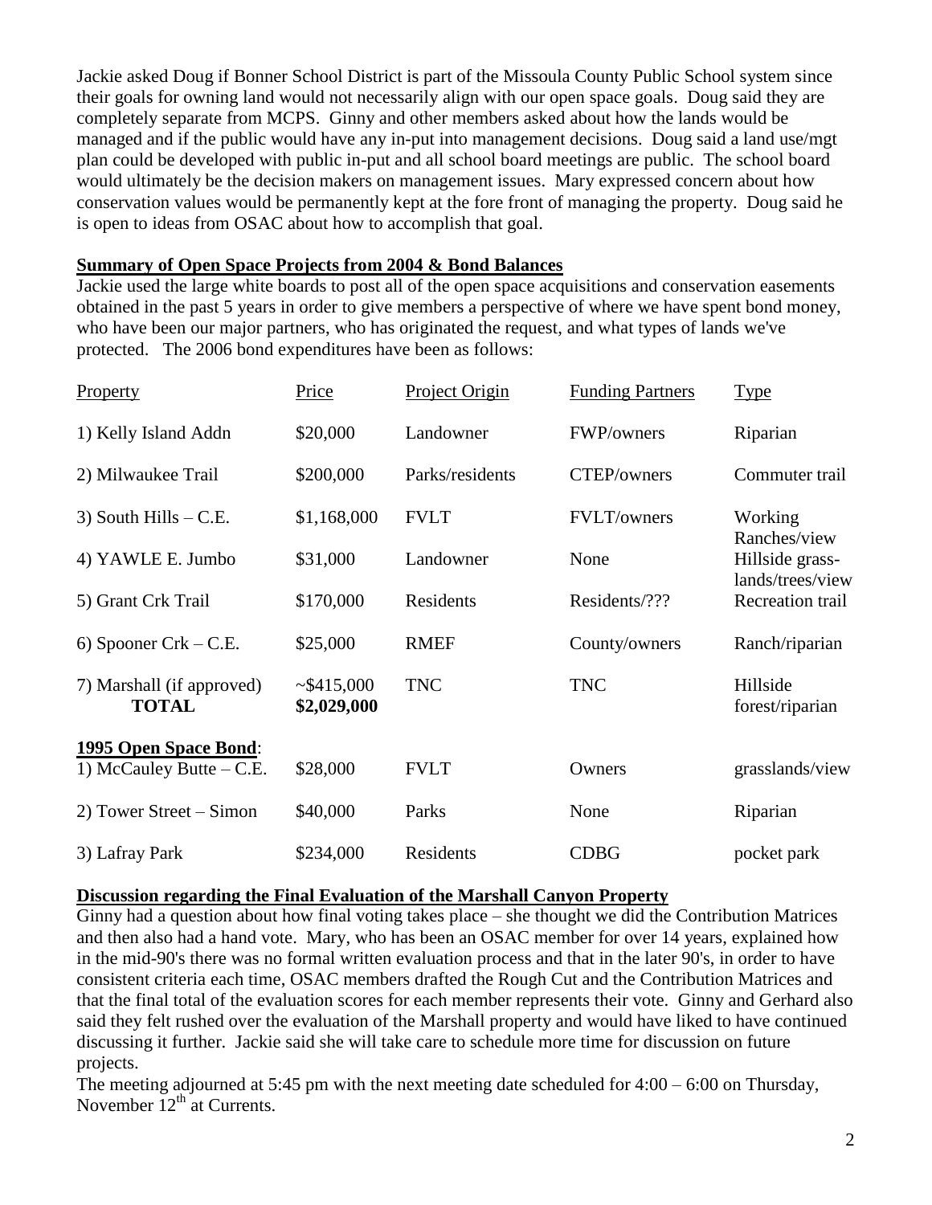Jackie asked Doug if Bonner School District is part of the Missoula County Public School system since their goals for owning land would not necessarily align with our open space goals. Doug said they are completely separate from MCPS. Ginny and other members asked about how the lands would be managed and if the public would have any in-put into management decisions. Doug said a land use/mgt plan could be developed with public in-put and all school board meetings are public. The school board would ultimately be the decision makers on management issues. Mary expressed concern about how conservation values would be permanently kept at the fore front of managing the property. Doug said he is open to ideas from OSAC about how to accomplish that goal.

**Summary of Open Space Projects from 2004 & Bond Balances**

Jackie used the large white boards to post all of the open space acquisitions and conservation easements obtained in the past 5 years in order to give members a perspective of where we have spent bond money, who have been our major partners, who has originated the request, and what types of lands we've protected. The 2006 bond expenditures have been as follows:

| Property | Price | Project Origin | Funding Partners | Type |
|---|---|---|---|---|
| 1) Kelly Island Addn | $20,000 | Landowner | FWP/owners | Riparian |
| 2) Milwaukee Trail | $200,000 | Parks/residents | CTEP/owners | Commuter trail |
| 3) South Hills – C.E. | $1,168,000 | FVLT | FVLT/owners | Working Ranches/view |
| 4) YAWLE E. Jumbo | $31,000 | Landowner | None | Hillside grass-lands/trees/view |
| 5) Grant Crk Trail | $170,000 | Residents | Residents/??? | Recreation trail |
| 6) Spooner Crk – C.E. | $25,000 | RMEF | County/owners | Ranch/riparian |
| 7) Marshall (if approved) | ~$415,000 | TNC | TNC | Hillside forest/riparian |
| **TOTAL** | **$2,029,000** | | | |
| **1995 Open Space Bond**: | | | | |
| 1) McCauley Butte – C.E. | $28,000 | FVLT | Owners | grasslands/view |
| 2) Tower Street – Simon | $40,000 | Parks | None | Riparian |
| 3) Lafray Park | $234,000 | Residents | CDBG | pocket park |

**Discussion regarding the Final Evaluation of the Marshall Canyon Property**

Ginny had a question about how final voting takes place – she thought we did the Contribution Matrices and then also had a hand vote. Mary, who has been an OSAC member for over 14 years, explained how in the mid-90's there was no formal written evaluation process and that in the later 90's, in order to have consistent criteria each time, OSAC members drafted the Rough Cut and the Contribution Matrices and that the final total of the evaluation scores for each member represents their vote. Ginny and Gerhard also said they felt rushed over the evaluation of the Marshall property and would have liked to have continued discussing it further. Jackie said she will take care to schedule more time for discussion on future projects.

The meeting adjourned at 5:45 pm with the next meeting date scheduled for 4:00 – 6:00 on Thursday, November 12th at Currents.